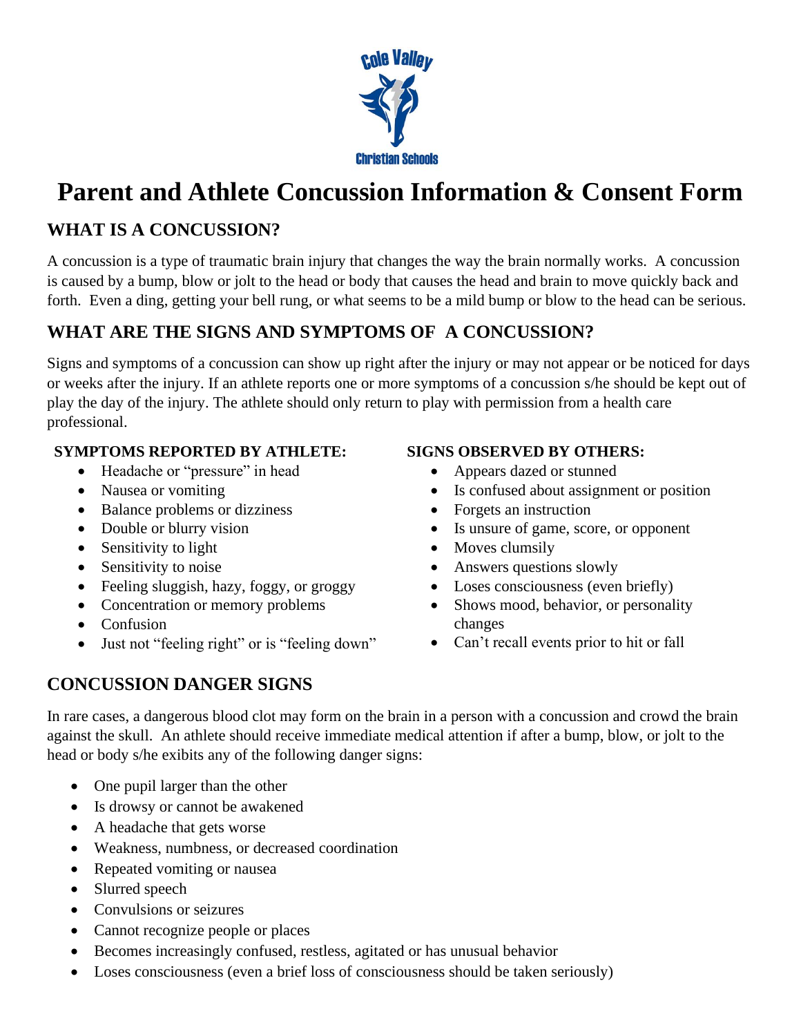Cole Valley

Christian Schools

# Parent and Athlete Concussion Information & Consent Form

## WHAT IS A CONCUSSION?

A concussion is a type of traumatic brain injury that changes the way the brain normally works. A concussion is caused by a bump, blow or jolt to the head or body that causes the head and brain to move quickly back and forth. Even a ding, getting your bell rung, or what seems to be a mild bump or blow to the head can be serious.

## WHAT ARE THE SIGNS AND SYMPTOMS OF A CONCUSSION?

Signs and symptoms of a concussion can show up right after the injury or may not appear or be noticed for days or weeks after the injury. If an athlete reports one or more symptoms of a concussion s/he should be kept out of play the day of the injury. The athlete should only return to play with permission from a health care professional.

**SYMPTOMS REPORTED BY ATHLETE:**

- Headache or "pressure" in head
- Nausea or vomiting
- Balance problems or dizziness
- Double or blurry vision
- Sensitivity to light
- Sensitivity to noise
- Feeling sluggish, hazy, foggy, or groggy
- Concentration or memory problems
- Confusion
- Just not "feeling right" or is "feeling down"

**SIGNS OBSERVED BY OTHERS:**

- Appears dazed or stunned
- Is confused about assignment or position
- Forgets an instruction
- Is unsure of game, score, or opponent
- Moves clumsily
- Answers questions slowly
- Loses consciousness (even briefly)
- Shows mood, behavior, or personality changes
- Can't recall events prior to hit or fall

## CONCUSSION DANGER SIGNS

In rare cases, a dangerous blood clot may form on the brain in a person with a concussion and crowd the brain against the skull. An athlete should receive immediate medical attention if after a bump, blow, or jolt to the head or body s/he exibits any of the following danger signs:

- One pupil larger than the other
- Is drowsy or cannot be awakened
- A headache that gets worse
- Weakness, numbness, or decreased coordination
- Repeated vomiting or nausea
- Slurred speech
- Convulsions or seizures
- Cannot recognize people or places
- Becomes increasingly confused, restless, agitated or has unusual behavior
- Loses consciousness (even a brief loss of consciousness should be taken seriously)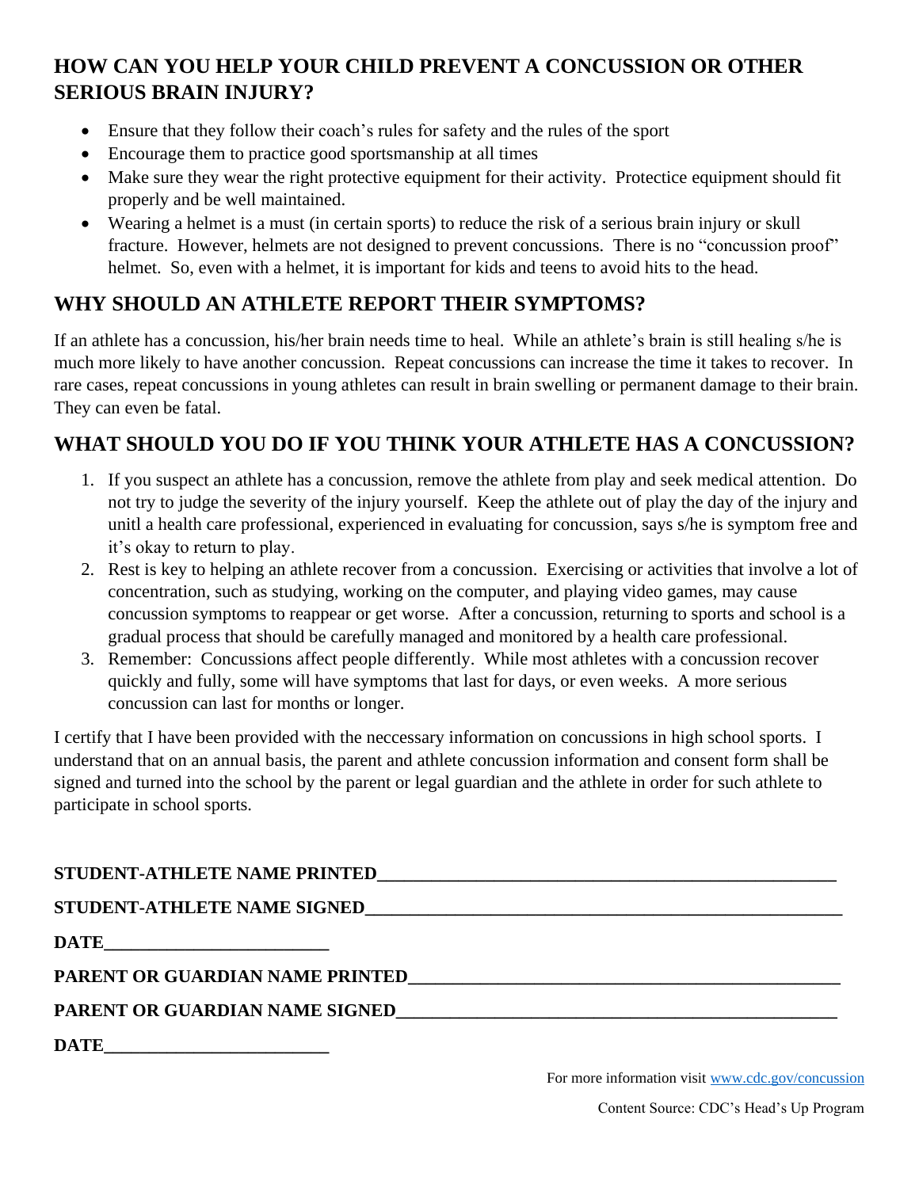## HOW CAN YOU HELP YOUR CHILD PREVENT A CONCUSSION OR OTHER SERIOUS BRAIN INJURY?

- Ensure that they follow their coach's rules for safety and the rules of the sport
- Encourage them to practice good sportsmanship at all times
- Make sure they wear the right protective equipment for their activity. Protectice equipment should fit properly and be well maintained.
- Wearing a helmet is a must (in certain sports) to reduce the risk of a serious brain injury or skull fracture. However, helmets are not designed to prevent concussions. There is no "concussion proof" helmet. So, even with a helmet, it is important for kids and teens to avoid hits to the head.

## WHY SHOULD AN ATHLETE REPORT THEIR SYMPTOMS?

If an athlete has a concussion, his/her brain needs time to heal. While an athlete's brain is still healing s/he is much more likely to have another concussion. Repeat concussions can increase the time it takes to recover. In rare cases, repeat concussions in young athletes can result in brain swelling or permanent damage to their brain. They can even be fatal.

## WHAT SHOULD YOU DO IF YOU THINK YOUR ATHLETE HAS A CONCUSSION?

1. If you suspect an athlete has a concussion, remove the athlete from play and seek medical attention. Do not try to judge the severity of the injury yourself. Keep the athlete out of play the day of the injury and unitl a health care professional, experienced in evaluating for concussion, says s/he is symptom free and it's okay to return to play.
2. Rest is key to helping an athlete recover from a concussion. Exercising or activities that involve a lot of concentration, such as studying, working on the computer, and playing video games, may cause concussion symptoms to reappear or get worse. After a concussion, returning to sports and school is a gradual process that should be carefully managed and monitored by a health care professional.
3. Remember: Concussions affect people differently. While most athletes with a concussion recover quickly and fully, some will have symptoms that last for days, or even weeks. A more serious concussion can last for months or longer.

I certify that I have been provided with the neccessary information on concussions in high school sports. I understand that on an annual basis, the parent and athlete concussion information and consent form shall be signed and turned into the school by the parent or legal guardian and the athlete in order for such athlete to participate in school sports.

**STUDENT-ATHLETE NAME PRINTED**\_\_\_\_\_\_\_\_\_\_\_\_\_\_\_\_\_\_\_\_\_\_\_\_\_\_\_\_\_\_\_\_\_\_\_\_\_\_\_\_\_\_\_\_

**STUDENT-ATHLETE NAME SIGNED**\_\_\_\_\_\_\_\_\_\_\_\_\_\_\_\_\_\_\_\_\_\_\_\_\_\_\_\_\_\_\_\_\_\_\_\_\_\_\_\_\_\_\_\_

**DATE**\_\_\_\_\_\_\_\_\_\_\_\_\_\_\_\_\_\_\_\_\_\_\_\_

**PARENT OR GUARDIAN NAME PRINTED**\_\_\_\_\_\_\_\_\_\_\_\_\_\_\_\_\_\_\_\_\_\_\_\_\_\_\_\_\_\_\_\_\_\_\_\_\_\_\_\_

**PARENT OR GUARDIAN NAME SIGNED**\_\_\_\_\_\_\_\_\_\_\_\_\_\_\_\_\_\_\_\_\_\_\_\_\_\_\_\_\_\_\_\_\_\_\_\_\_\_\_\_\_

**DATE**\_\_\_\_\_\_\_\_\_\_\_\_\_\_\_\_\_\_\_\_\_\_\_\_

For more information visit [www.cdc.gov/concussion](http://www.cdc.gov/concussion)

Content Source: CDC's Head's Up Program